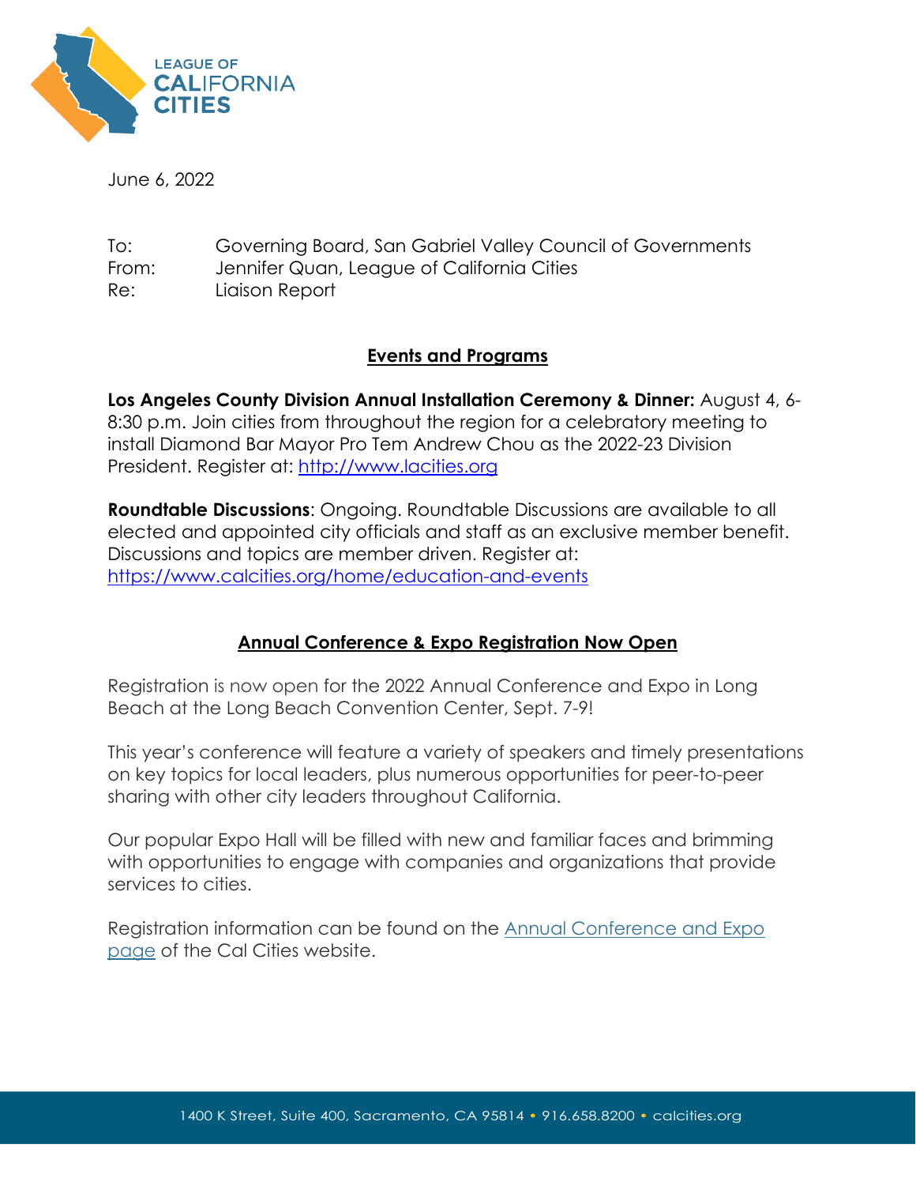LEAGUE OF CALIFORNIA CITIES

June 6, 2022

To: Governing Board, San Gabriel Valley Council of Governments
From: Jennifer Quan, League of California Cities
Re: Liaison Report

## Events and Programs

**Los Angeles County Division Annual Installation Ceremony & Dinner:** August 4, 6-8:30 p.m. Join cities from throughout the region for a celebratory meeting to install Diamond Bar Mayor Pro Tem Andrew Chou as the 2022-23 Division President. Register at: [http://www.lacities.org](http://www.lacities.org)

**Roundtable Discussions**: Ongoing. Roundtable Discussions are available to all elected and appointed city officials and staff as an exclusive member benefit. Discussions and topics are member driven. Register at: [https://www.calcities.org/home/education-and-events](https://www.calcities.org/home/education-and-events)

## Annual Conference & Expo Registration Now Open

Registration is now open for the 2022 Annual Conference and Expo in Long Beach at the Long Beach Convention Center, Sept. 7-9!

This year's conference will feature a variety of speakers and timely presentations on key topics for local leaders, plus numerous opportunities for peer-to-peer sharing with other city leaders throughout California.

Our popular Expo Hall will be filled with new and familiar faces and brimming with opportunities to engage with companies and organizations that provide services to cities.

Registration information can be found on the Annual Conference and Expo page of the Cal Cities website.

1400 K Street, Suite 400, Sacramento, CA 95814 • 916.658.8200 • calcities.org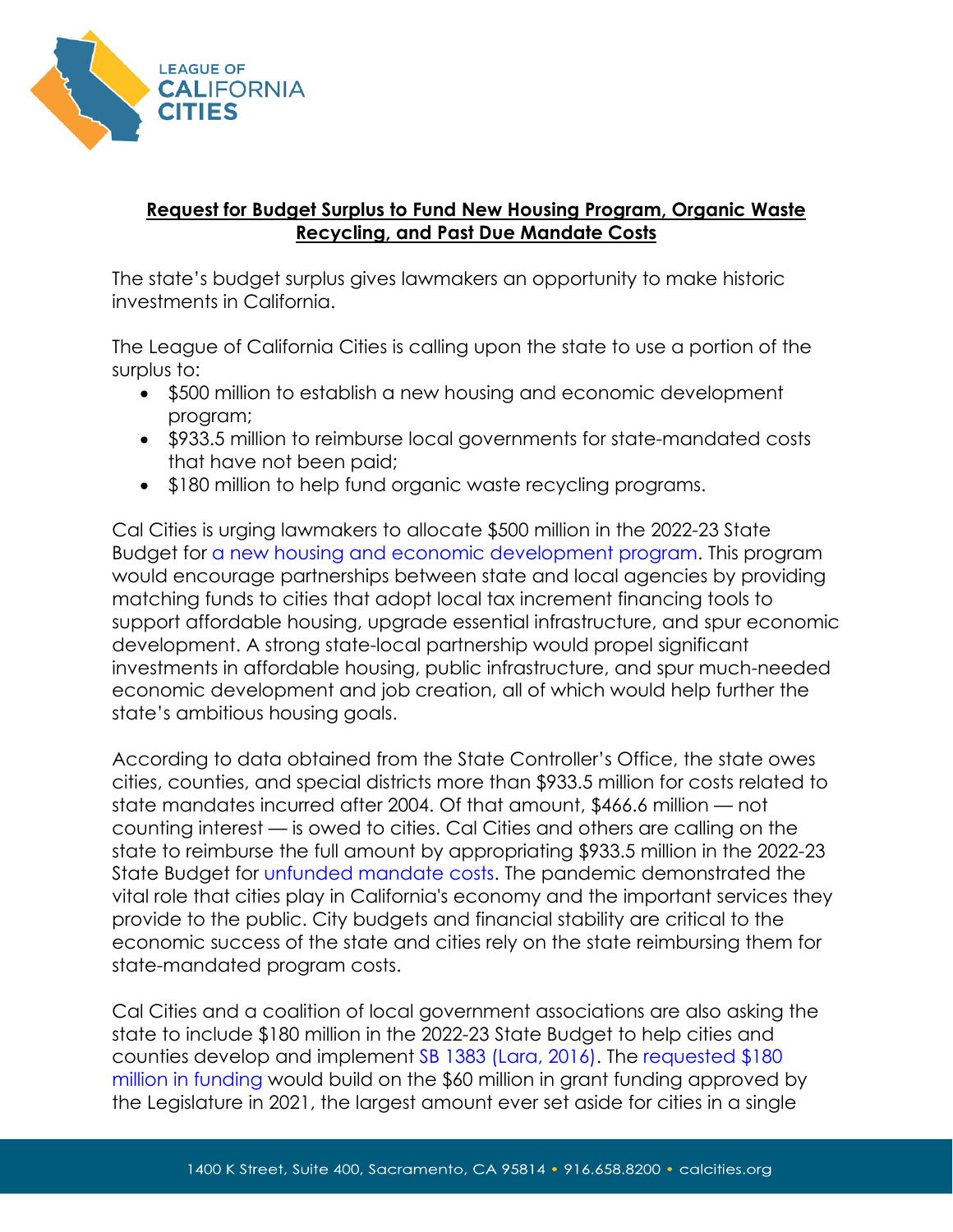**Request for Budget Surplus to Fund New Housing Program, Organic Waste Recycling, and Past Due Mandate Costs**

The state's budget surplus gives lawmakers an opportunity to make historic investments in California.

The League of California Cities is calling upon the state to use a portion of the surplus to:

- $500 million to establish a new housing and economic development program;
- $933.5 million to reimburse local governments for state-mandated costs that have not been paid;
- $180 million to help fund organic waste recycling programs.

Cal Cities is urging lawmakers to allocate $500 million in the 2022-23 State Budget for a new housing and economic development program. This program would encourage partnerships between state and local agencies by providing matching funds to cities that adopt local tax increment financing tools to support affordable housing, upgrade essential infrastructure, and spur economic development. A strong state-local partnership would propel significant investments in affordable housing, public infrastructure, and spur much-needed economic development and job creation, all of which would help further the state's ambitious housing goals.

According to data obtained from the State Controller's Office, the state owes cities, counties, and special districts more than $933.5 million for costs related to state mandates incurred after 2004. Of that amount, $466.6 million — not counting interest — is owed to cities. Cal Cities and others are calling on the state to reimburse the full amount by appropriating $933.5 million in the 2022-23 State Budget for unfunded mandate costs. The pandemic demonstrated the vital role that cities play in California's economy and the important services they provide to the public. City budgets and financial stability are critical to the economic success of the state and cities rely on the state reimbursing them for state-mandated program costs.

Cal Cities and a coalition of local government associations are also asking the state to include $180 million in the 2022-23 State Budget to help cities and counties develop and implement SB 1383 (Lara, 2016). The requested $180 million in funding would build on the $60 million in grant funding approved by the Legislature in 2021, the largest amount ever set aside for cities in a single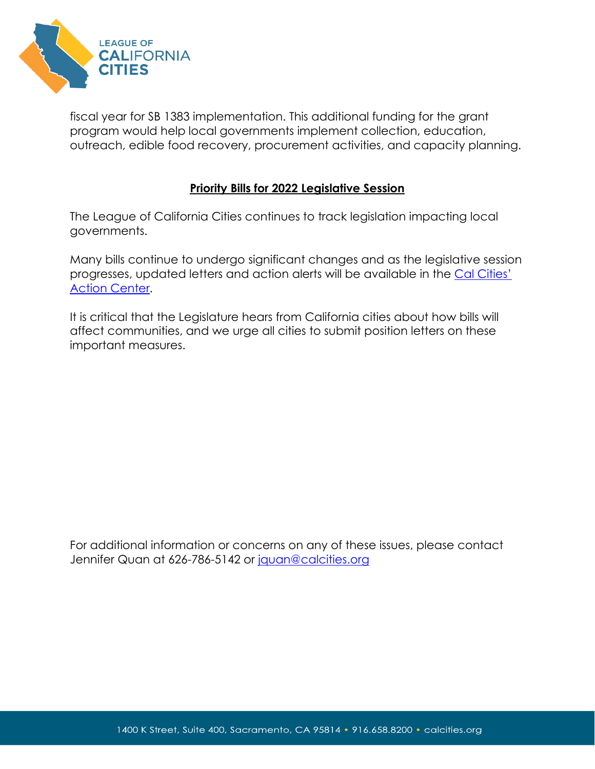fiscal year for SB 1383 implementation. This additional funding for the grant program would help local governments implement collection, education, outreach, edible food recovery, procurement activities, and capacity planning.

## Priority Bills for 2022 Legislative Session

The League of California Cities continues to track legislation impacting local governments.

Many bills continue to undergo significant changes and as the legislative session progresses, updated letters and action alerts will be available in the Cal Cities' Action Center.

It is critical that the Legislature hears from California cities about how bills will affect communities, and we urge all cities to submit position letters on these important measures.

For additional information or concerns on any of these issues, please contact Jennifer Quan at 626-786-5142 or jquan@calcities.org